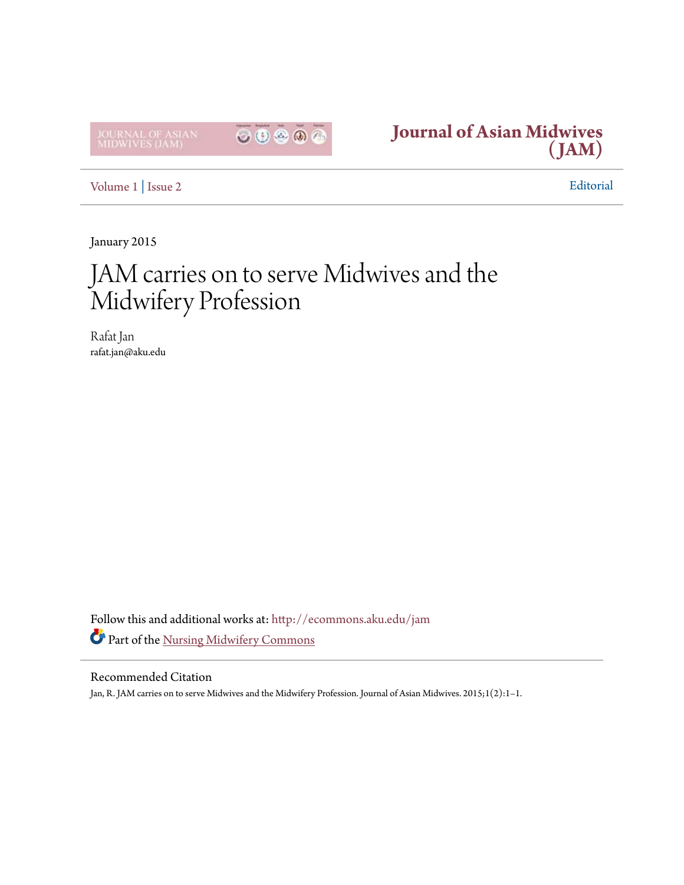# Journal of Asian Midwives (JAM)

Volume 1 | Issue 2

Editorial

January 2015

# JAM carries on to serve Midwives and the Midwifery Profession

Rafat Jan
rafat.jan@aku.edu

Follow this and additional works at: http://ecommons.aku.edu/jam

Part of the Nursing Midwifery Commons

## Recommended Citation

Jan, R. JAM carries on to serve Midwives and the Midwifery Profession. Journal of Asian Midwives. 2015;1(2):1–1.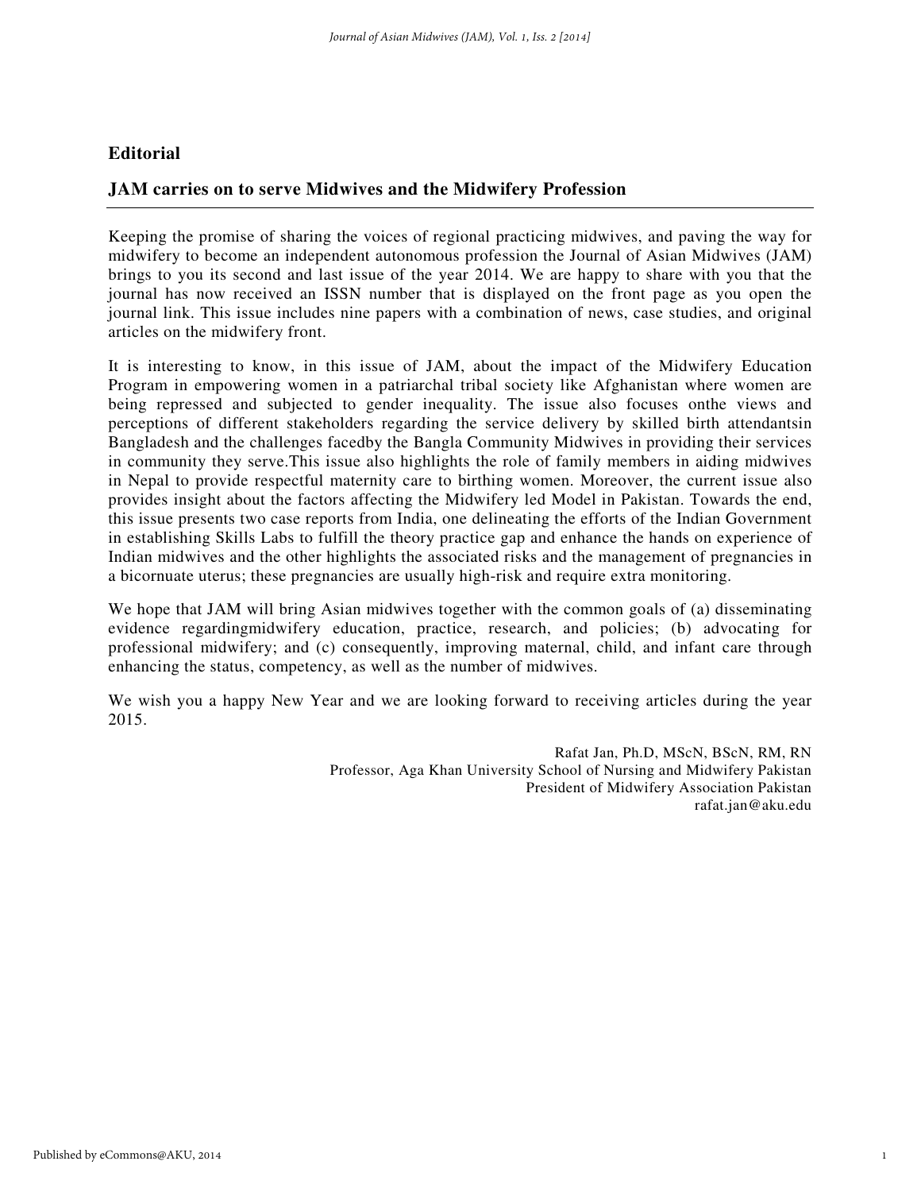## Editorial

## JAM carries on to serve Midwives and the Midwifery Profession

Keeping the promise of sharing the voices of regional practicing midwives, and paving the way for midwifery to become an independent autonomous profession the Journal of Asian Midwives (JAM) brings to you its second and last issue of the year 2014. We are happy to share with you that the journal has now received an ISSN number that is displayed on the front page as you open the journal link. This issue includes nine papers with a combination of news, case studies, and original articles on the midwifery front.

It is interesting to know, in this issue of JAM, about the impact of the Midwifery Education Program in empowering women in a patriarchal tribal society like Afghanistan where women are being repressed and subjected to gender inequality. The issue also focuses onthe views and perceptions of different stakeholders regarding the service delivery by skilled birth attendantsin Bangladesh and the challenges facedby the Bangla Community Midwives in providing their services in community they serve.This issue also highlights the role of family members in aiding midwives in Nepal to provide respectful maternity care to birthing women. Moreover, the current issue also provides insight about the factors affecting the Midwifery led Model in Pakistan. Towards the end, this issue presents two case reports from India, one delineating the efforts of the Indian Government in establishing Skills Labs to fulfill the theory practice gap and enhance the hands on experience of Indian midwives and the other highlights the associated risks and the management of pregnancies in a bicornuate uterus; these pregnancies are usually high-risk and require extra monitoring.

We hope that JAM will bring Asian midwives together with the common goals of (a) disseminating evidence regardingmidwifery education, practice, research, and policies; (b) advocating for professional midwifery; and (c) consequently, improving maternal, child, and infant care through enhancing the status, competency, as well as the number of midwives.

We wish you a happy New Year and we are looking forward to receiving articles during the year 2015.

Rafat Jan, Ph.D, MScN, BScN, RM, RN
Professor, Aga Khan University School of Nursing and Midwifery Pakistan
President of Midwifery Association Pakistan
rafat.jan@aku.edu